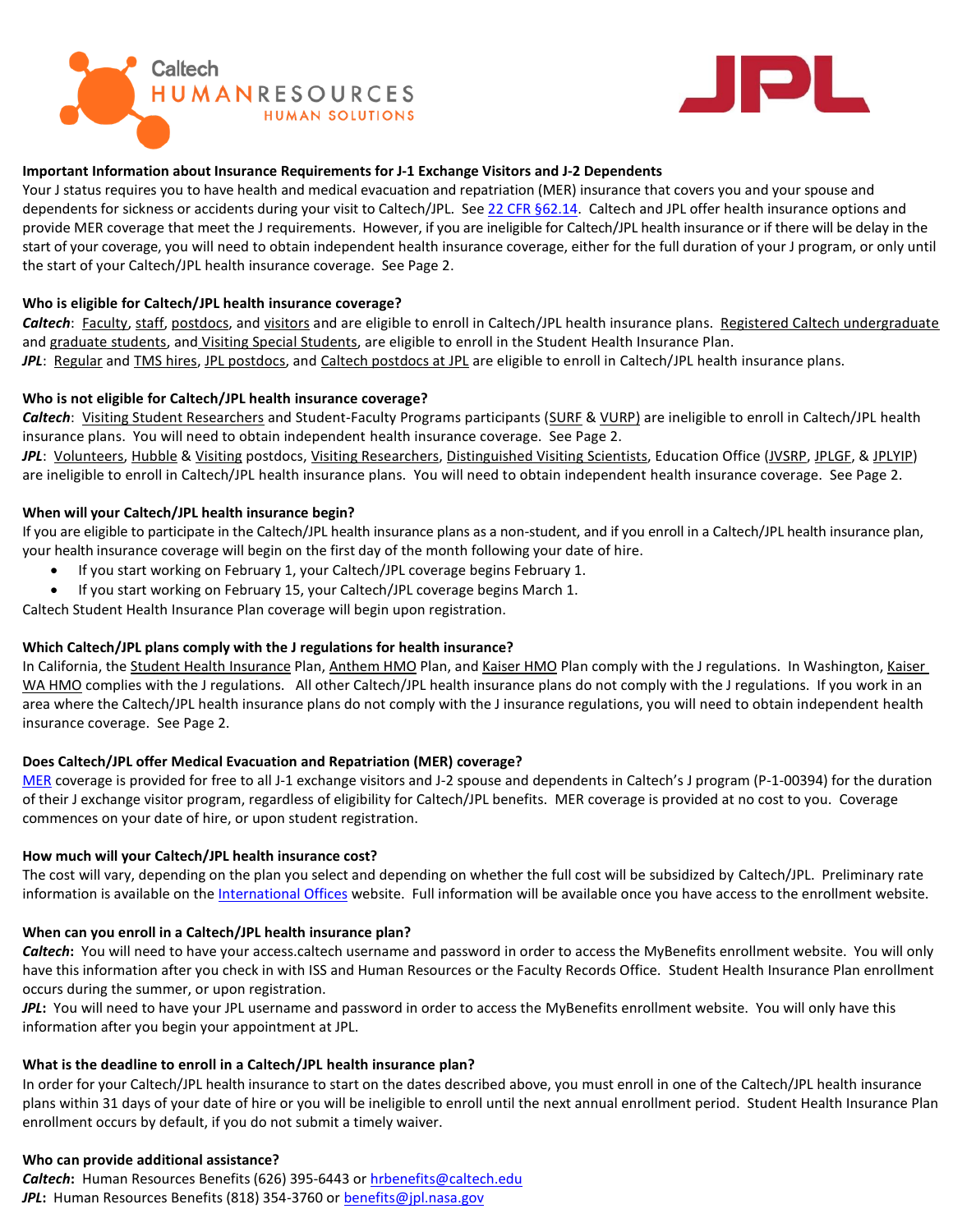**Important Information about Insurance Requirements for J-1 Exchange Visitors and J-2 Dependents**

Your J status requires you to have health and medical evacuation and repatriation (MER) insurance that covers you and your spouse and dependents for sickness or accidents during your visit to Caltech/JPL. See 22 CFR §62.14. Caltech and JPL offer health insurance options and provide MER coverage that meet the J requirements. However, if you are ineligible for Caltech/JPL health insurance or if there will be delay in the start of your coverage, you will need to obtain independent health insurance coverage, either for the full duration of your J program, or only until the start of your Caltech/JPL health insurance coverage. See Page 2.

**Who is eligible for Caltech/JPL health insurance coverage?**

***Caltech***: Faculty, staff, postdocs, and visitors and are eligible to enroll in Caltech/JPL health insurance plans. Registered Caltech undergraduate and graduate students, and Visiting Special Students, are eligible to enroll in the Student Health Insurance Plan.

***JPL***: Regular and TMS hires, JPL postdocs, and Caltech postdocs at JPL are eligible to enroll in Caltech/JPL health insurance plans.

**Who is not eligible for Caltech/JPL health insurance coverage?**

***Caltech***: Visiting Student Researchers and Student-Faculty Programs participants (SURF & VURP) are ineligible to enroll in Caltech/JPL health insurance plans. You will need to obtain independent health insurance coverage. See Page 2.

***JPL***: Volunteers, Hubble & Visiting postdocs, Visiting Researchers, Distinguished Visiting Scientists, Education Office (JVSRP, JPLGF, & JPLYIP) are ineligible to enroll in Caltech/JPL health insurance plans. You will need to obtain independent health insurance coverage. See Page 2.

**When will your Caltech/JPL health insurance begin?**

If you are eligible to participate in the Caltech/JPL health insurance plans as a non-student, and if you enroll in a Caltech/JPL health insurance plan, your health insurance coverage will begin on the first day of the month following your date of hire.

- If you start working on February 1, your Caltech/JPL coverage begins February 1.
- If you start working on February 15, your Caltech/JPL coverage begins March 1.

Caltech Student Health Insurance Plan coverage will begin upon registration.

**Which Caltech/JPL plans comply with the J regulations for health insurance?**

In California, the Student Health Insurance Plan, Anthem HMO Plan, and Kaiser HMO Plan comply with the J regulations. In Washington, Kaiser WA HMO complies with the J regulations. All other Caltech/JPL health insurance plans do not comply with the J regulations. If you work in an area where the Caltech/JPL health insurance plans do not comply with the J insurance regulations, you will need to obtain independent health insurance coverage. See Page 2.

**Does Caltech/JPL offer Medical Evacuation and Repatriation (MER) coverage?**

MER coverage is provided for free to all J-1 exchange visitors and J-2 spouse and dependents in Caltech's J program (P-1-00394) for the duration of their J exchange visitor program, regardless of eligibility for Caltech/JPL benefits. MER coverage is provided at no cost to you. Coverage commences on your date of hire, or upon student registration.

**How much will your Caltech/JPL health insurance cost?**

The cost will vary, depending on the plan you select and depending on whether the full cost will be subsidized by Caltech/JPL. Preliminary rate information is available on the International Offices website. Full information will be available once you have access to the enrollment website.

**When can you enroll in a Caltech/JPL health insurance plan?**

***Caltech*****:** You will need to have your access.caltech username and password in order to access the MyBenefits enrollment website. You will only have this information after you check in with ISS and Human Resources or the Faculty Records Office. Student Health Insurance Plan enrollment occurs during the summer, or upon registration.

***JPL*****:** You will need to have your JPL username and password in order to access the MyBenefits enrollment website. You will only have this information after you begin your appointment at JPL.

**What is the deadline to enroll in a Caltech/JPL health insurance plan?**

In order for your Caltech/JPL health insurance to start on the dates described above, you must enroll in one of the Caltech/JPL health insurance plans within 31 days of your date of hire or you will be ineligible to enroll until the next annual enrollment period. Student Health Insurance Plan enrollment occurs by default, if you do not submit a timely waiver.

**Who can provide additional assistance?**

***Caltech*****:** Human Resources Benefits (626) 395-6443 or hrbenefits@caltech.edu

***JPL*****:** Human Resources Benefits (818) 354-3760 or benefits@jpl.nasa.gov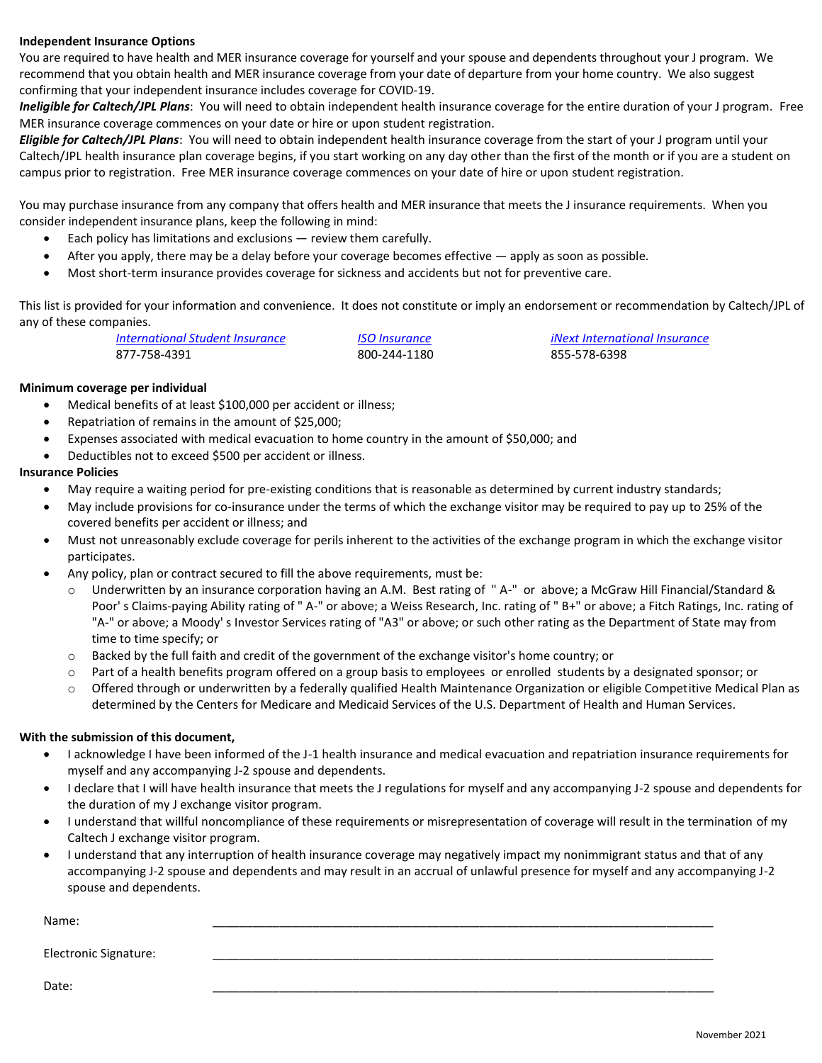**Independent Insurance Options**

You are required to have health and MER insurance coverage for yourself and your spouse and dependents throughout your J program. We recommend that you obtain health and MER insurance coverage from your date of departure from your home country. We also suggest confirming that your independent insurance includes coverage for COVID-19.

***Ineligible for Caltech/JPL Plans***: You will need to obtain independent health insurance coverage for the entire duration of your J program. Free MER insurance coverage commences on your date or hire or upon student registration.

***Eligible for Caltech/JPL Plans***: You will need to obtain independent health insurance coverage from the start of your J program until your Caltech/JPL health insurance plan coverage begins, if you start working on any day other than the first of the month or if you are a student on campus prior to registration. Free MER insurance coverage commences on your date of hire or upon student registration.

You may purchase insurance from any company that offers health and MER insurance that meets the J insurance requirements. When you consider independent insurance plans, keep the following in mind:

- Each policy has limitations and exclusions — review them carefully.
- After you apply, there may be a delay before your coverage becomes effective — apply as soon as possible.
- Most short-term insurance provides coverage for sickness and accidents but not for preventive care.

This list is provided for your information and convenience. It does not constitute or imply an endorsement or recommendation by Caltech/JPL of any of these companies.

| | | |
|---|---|---|
| *International Student Insurance* | *ISO Insurance* | *iNext International Insurance* |
| 877-758-4391 | 800-244-1180 | 855-578-6398 |

**Minimum coverage per individual**

- Medical benefits of at least $100,000 per accident or illness;
- Repatriation of remains in the amount of $25,000;
- Expenses associated with medical evacuation to home country in the amount of $50,000; and
- Deductibles not to exceed $500 per accident or illness.

**Insurance Policies**

- May require a waiting period for pre-existing conditions that is reasonable as determined by current industry standards;
- May include provisions for co-insurance under the terms of which the exchange visitor may be required to pay up to 25% of the covered benefits per accident or illness; and
- Must not unreasonably exclude coverage for perils inherent to the activities of the exchange program in which the exchange visitor participates.
- Any policy, plan or contract secured to fill the above requirements, must be:
  - Underwritten by an insurance corporation having an A.M. Best rating of " A-" or above; a McGraw Hill Financial/Standard & Poor' s Claims-paying Ability rating of " A-" or above; a Weiss Research, Inc. rating of " B+" or above; a Fitch Ratings, Inc. rating of "A-" or above; a Moody' s Investor Services rating of "A3" or above; or such other rating as the Department of State may from time to time specify; or
  - Backed by the full faith and credit of the government of the exchange visitor's home country; or
  - Part of a health benefits program offered on a group basis to employees or enrolled students by a designated sponsor; or
  - Offered through or underwritten by a federally qualified Health Maintenance Organization or eligible Competitive Medical Plan as determined by the Centers for Medicare and Medicaid Services of the U.S. Department of Health and Human Services.

**With the submission of this document,**

- I acknowledge I have been informed of the J-1 health insurance and medical evacuation and repatriation insurance requirements for myself and any accompanying J-2 spouse and dependents.
- I declare that I will have health insurance that meets the J regulations for myself and any accompanying J-2 spouse and dependents for the duration of my J exchange visitor program.
- I understand that willful noncompliance of these requirements or misrepresentation of coverage will result in the termination of my Caltech J exchange visitor program.
- I understand that any interruption of health insurance coverage may negatively impact my nonimmigrant status and that of any accompanying J-2 spouse and dependents and may result in an accrual of unlawful presence for myself and any accompanying J-2 spouse and dependents.

Name: ______________________________________________

Electronic Signature: ______________________________________________

Date: ______________________________________________

November 2021